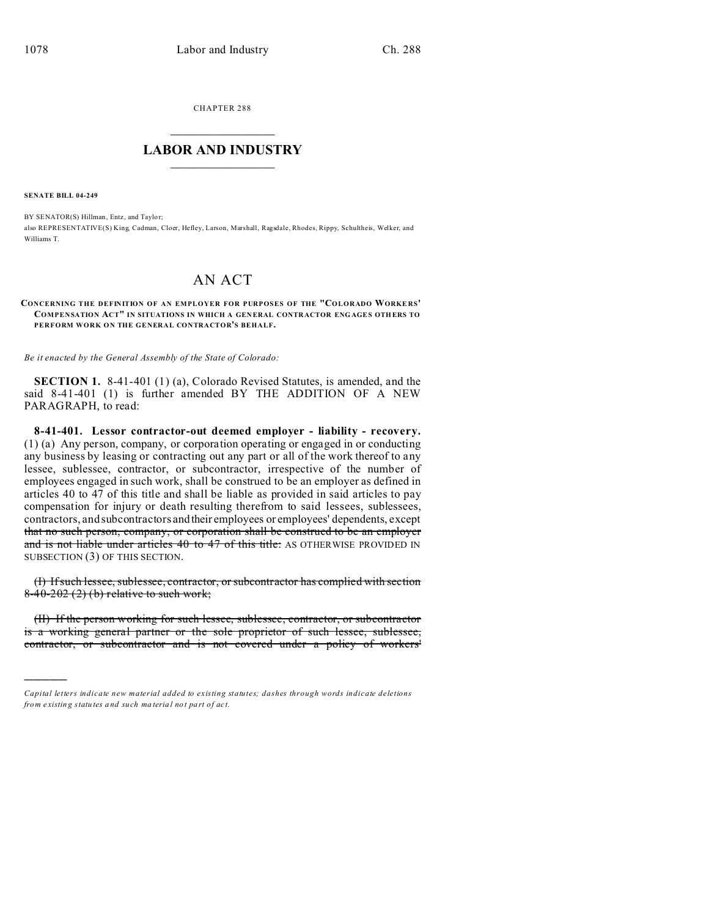CHAPTER 288

# LABOR AND INDUSTRY

**SENATE BILL 04-249**

BY SENATOR(S) Hillman, Entz, and Taylor;
also REPRESENTATIVE(S) King, Cadman, Cloer, Hefley, Larson, Marshall, Ragsdale, Rhodes, Rippy, Schultheis, Welker, and Williams T.

# AN ACT

**CONCERNING THE DEFINITION OF AN EMPLOYER FOR PURPOSES OF THE "COLORADO WORKERS' COMPENSATION ACT" IN SITUATIONS IN WHICH A GENERAL CONTRACTOR ENGAGES OTHERS TO PERFORM WORK ON THE GENERAL CONTRACTOR'S BEHALF.**

*Be it enacted by the General Assembly of the State of Colorado:*

**SECTION 1.** 8-41-401 (1) (a), Colorado Revised Statutes, is amended, and the said 8-41-401 (1) is further amended BY THE ADDITION OF A NEW PARAGRAPH, to read:

**8-41-401. Lessor contractor-out deemed employer - liability - recovery.** (1) (a) Any person, company, or corporation operating or engaged in or conducting any business by leasing or contracting out any part or all of the work thereof to any lessee, sublessee, contractor, or subcontractor, irrespective of the number of employees engaged in such work, shall be construed to be an employer as defined in articles 40 to 47 of this title and shall be liable as provided in said articles to pay compensation for injury or death resulting therefrom to said lessees, sublessees, contractors, and subcontractors and their employees or employees' dependents, except ~~that no such person, company, or corporation shall be construed to be an employer and is not liable under articles 40 to 47 of this title:~~ AS OTHERWISE PROVIDED IN SUBSECTION (3) OF THIS SECTION.

~~(I) If such lessee, sublessee, contractor, or subcontractor has complied with section 8-40-202 (2) (b) relative to such work;~~

~~(II) If the person working for such lessee, sublessee, contractor, or subcontractor is a working general partner or the sole proprietor of such lessee, sublessee, contractor, or subcontractor and is not covered under a policy of workers'~~

---

*Capital letters indicate new material added to existing statutes; dashes through words indicate deletions from existing statutes and such material not part of act.*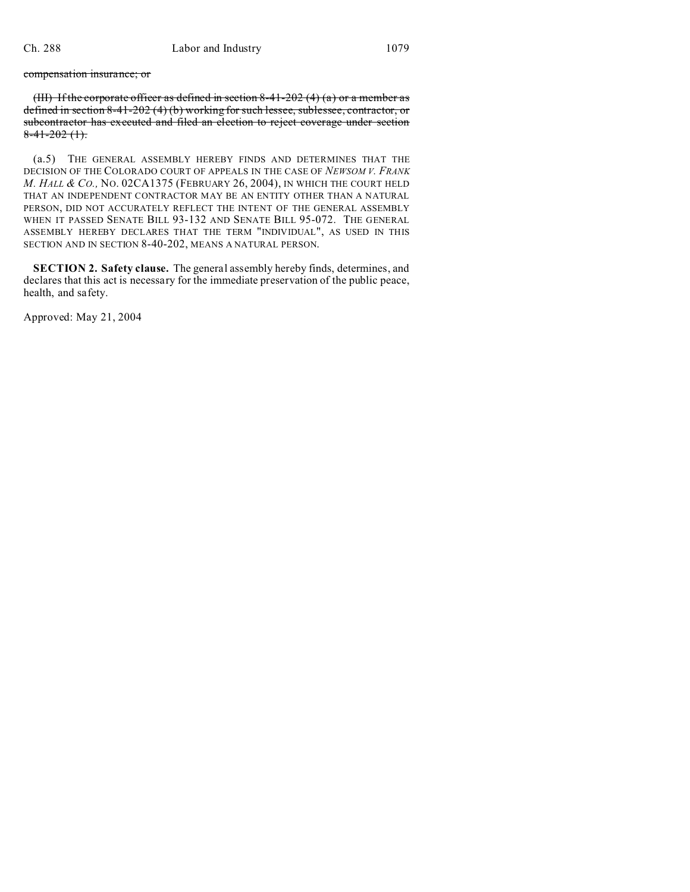~~compensation insurance; or~~

~~(III) If the corporate officer as defined in section 8-41-202 (4) (a) or a member as defined in section 8-41-202 (4) (b) working for such lessee, sublessee, contractor, or subcontractor has executed and filed an election to reject coverage under section 8-41-202 (1).~~

(a.5) THE GENERAL ASSEMBLY HEREBY FINDS AND DETERMINES THAT THE DECISION OF THE COLORADO COURT OF APPEALS IN THE CASE OF *NEWSOM V. FRANK M. HALL & CO.,* NO. 02CA1375 (FEBRUARY 26, 2004), IN WHICH THE COURT HELD THAT AN INDEPENDENT CONTRACTOR MAY BE AN ENTITY OTHER THAN A NATURAL PERSON, DID NOT ACCURATELY REFLECT THE INTENT OF THE GENERAL ASSEMBLY WHEN IT PASSED SENATE BILL 93-132 AND SENATE BILL 95-072. THE GENERAL ASSEMBLY HEREBY DECLARES THAT THE TERM "INDIVIDUAL", AS USED IN THIS SECTION AND IN SECTION 8-40-202, MEANS A NATURAL PERSON.

**SECTION 2. Safety clause.** The general assembly hereby finds, determines, and declares that this act is necessary for the immediate preservation of the public peace, health, and safety.

Approved: May 21, 2004